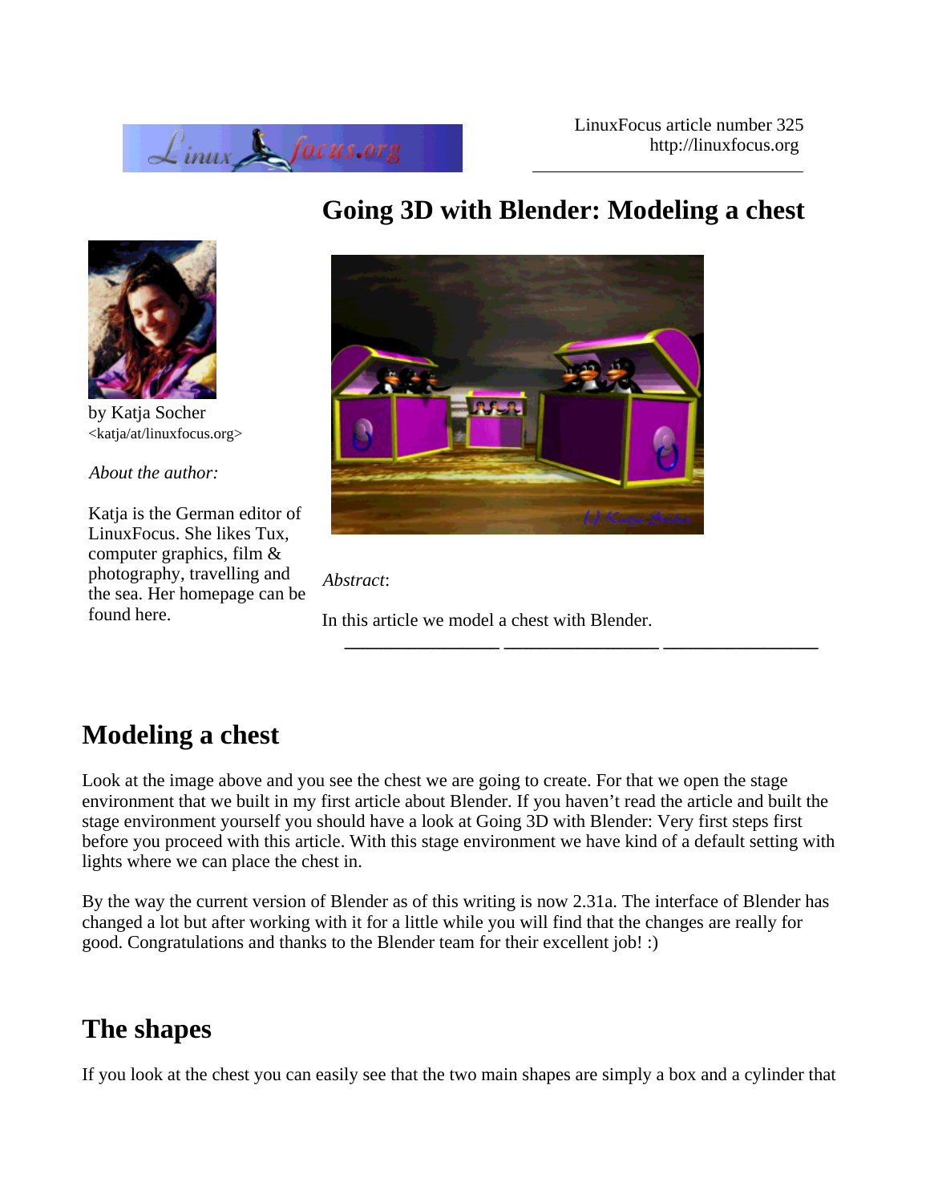LinuxFocus article number 325
http://linuxfocus.org

# Going 3D with Blender: Modeling a chest

by Katja Socher
<katja/at/linuxfocus.org>

*About the author:*

Katja is the German editor of LinuxFocus. She likes Tux, computer graphics, film & photography, travelling and the sea. Her homepage can be found here.

*Abstract*:

In this article we model a chest with Blender.

---

## Modeling a chest

Look at the image above and you see the chest we are going to create. For that we open the stage environment that we built in my first article about Blender. If you haven't read the article and built the stage environment yourself you should have a look at Going 3D with Blender: Very first steps first before you proceed with this article. With this stage environment we have kind of a default setting with lights where we can place the chest in.

By the way the current version of Blender as of this writing is now 2.31a. The interface of Blender has changed a lot but after working with it for a little while you will find that the changes are really for good. Congratulations and thanks to the Blender team for their excellent job! :)

## The shapes

If you look at the chest you can easily see that the two main shapes are simply a box and a cylinder that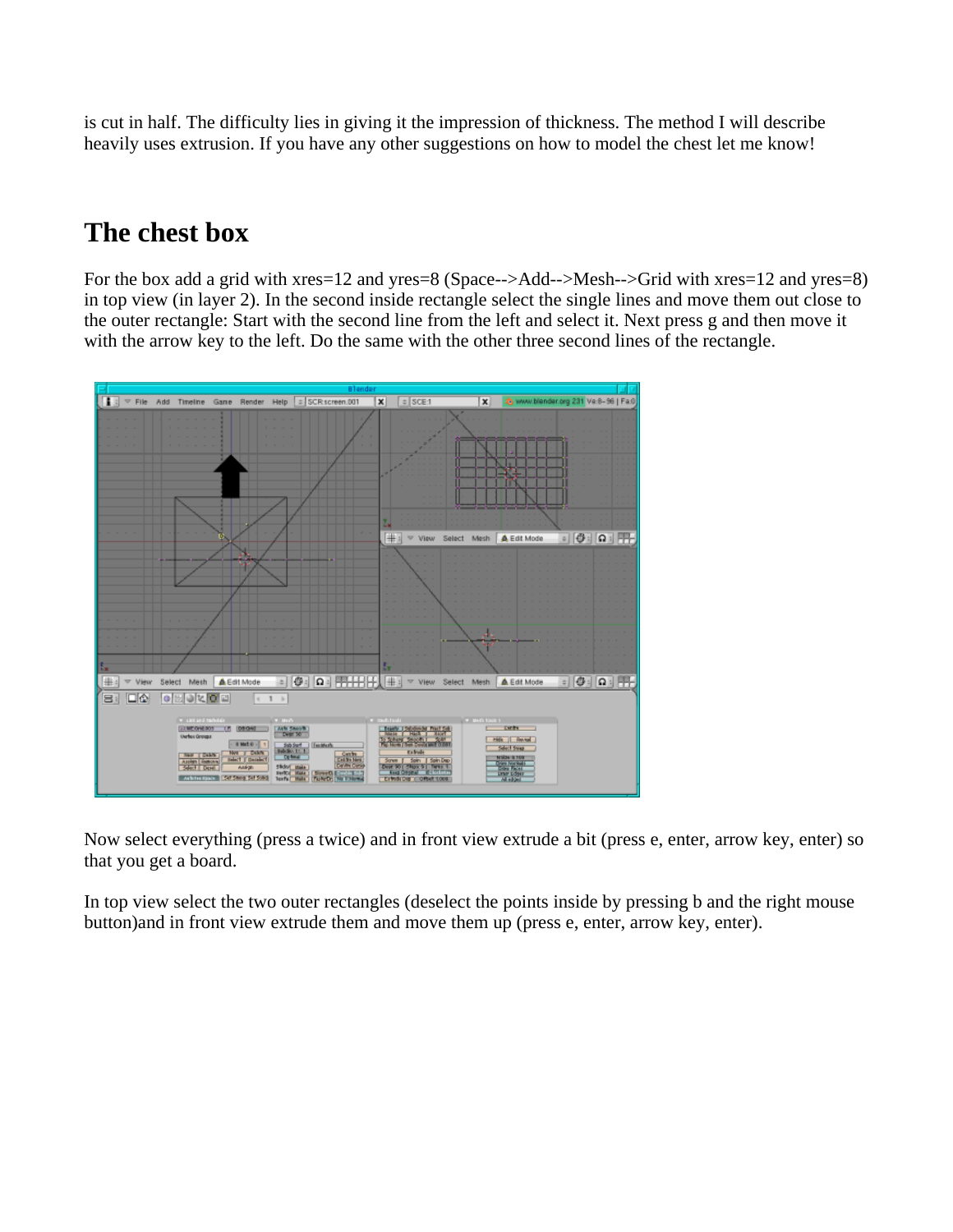is cut in half. The difficulty lies in giving it the impression of thickness. The method I will describe heavily uses extrusion. If you have any other suggestions on how to model the chest let me know!

## The chest box

For the box add a grid with xres=12 and yres=8 (Space-->Add-->Mesh-->Grid with xres=12 and yres=8) in top view (in layer 2). In the second inside rectangle select the single lines and move them out close to the outer rectangle: Start with the second line from the left and select it. Next press g and then move it with the arrow key to the left. Do the same with the other three second lines of the rectangle.

Now select everything (press a twice) and in front view extrude a bit (press e, enter, arrow key, enter) so that you get a board.

In top view select the two outer rectangles (deselect the points inside by pressing b and the right mouse button)and in front view extrude them and move them up (press e, enter, arrow key, enter).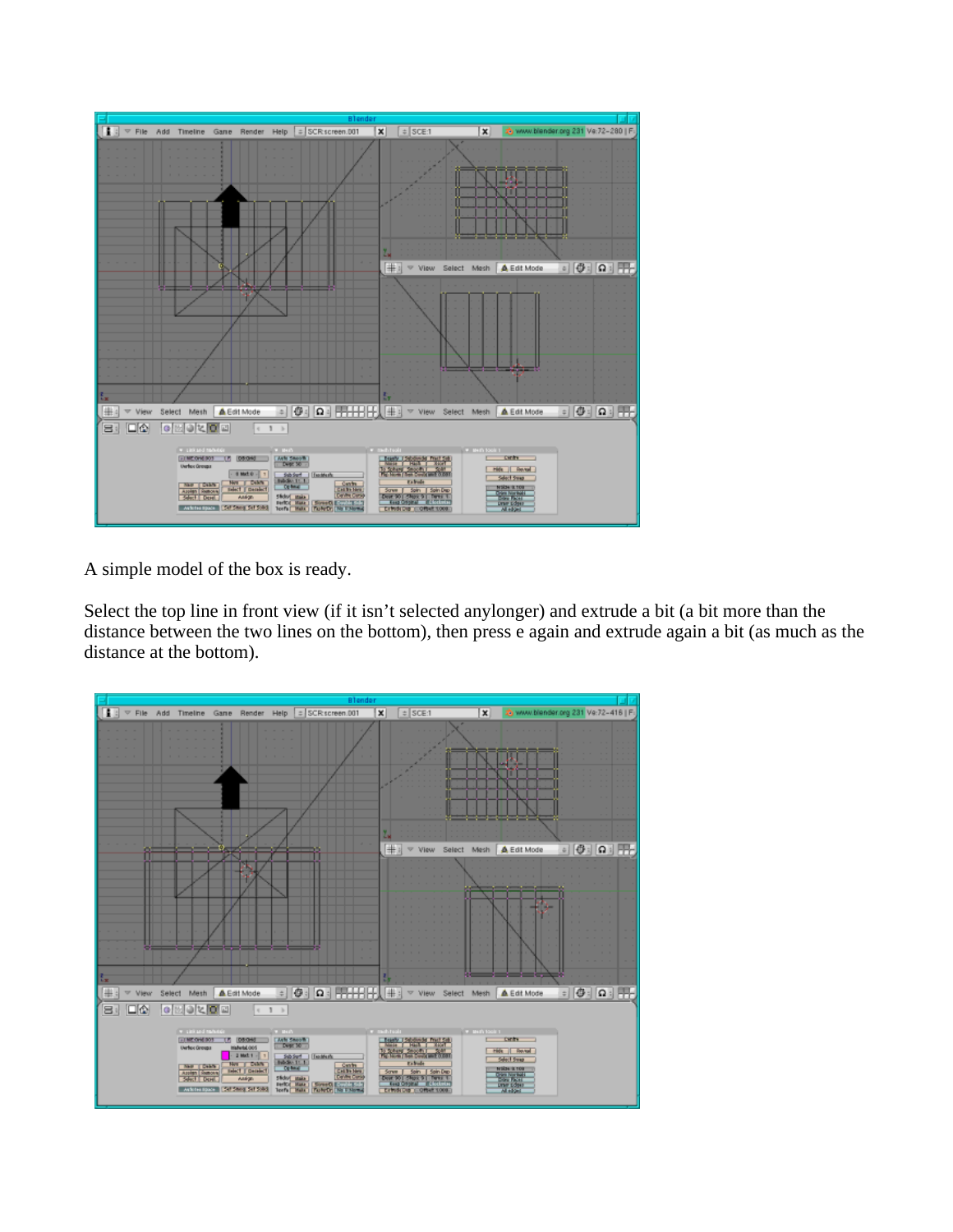A simple model of the box is ready.

Select the top line in front view (if it isn’t selected anylonger) and extrude a bit (a bit more than the distance between the two lines on the bottom), then press e again and extrude again a bit (as much as the distance at the bottom).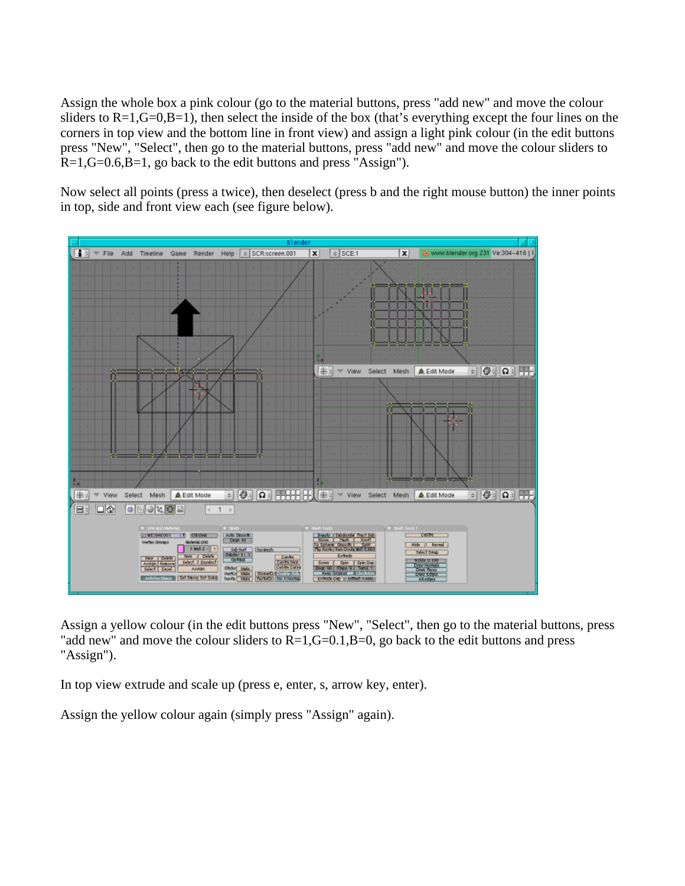Assign the whole box a pink colour (go to the material buttons, press "add new" and move the colour sliders to R=1,G=0,B=1), then select the inside of the box (that's everything except the four lines on the corners in top view and the bottom line in front view) and assign a light pink colour (in the edit buttons press "New", "Select", then go to the material buttons, press "add new" and move the colour sliders to R=1,G=0.6,B=1, go back to the edit buttons and press "Assign").

Now select all points (press a twice), then deselect (press b and the right mouse button) the inner points in top, side and front view each (see figure below).

Assign a yellow colour (in the edit buttons press "New", "Select", then go to the material buttons, press "add new" and move the colour sliders to R=1,G=0.1,B=0, go back to the edit buttons and press "Assign").

In top view extrude and scale up (press e, enter, s, arrow key, enter).

Assign the yellow colour again (simply press "Assign" again).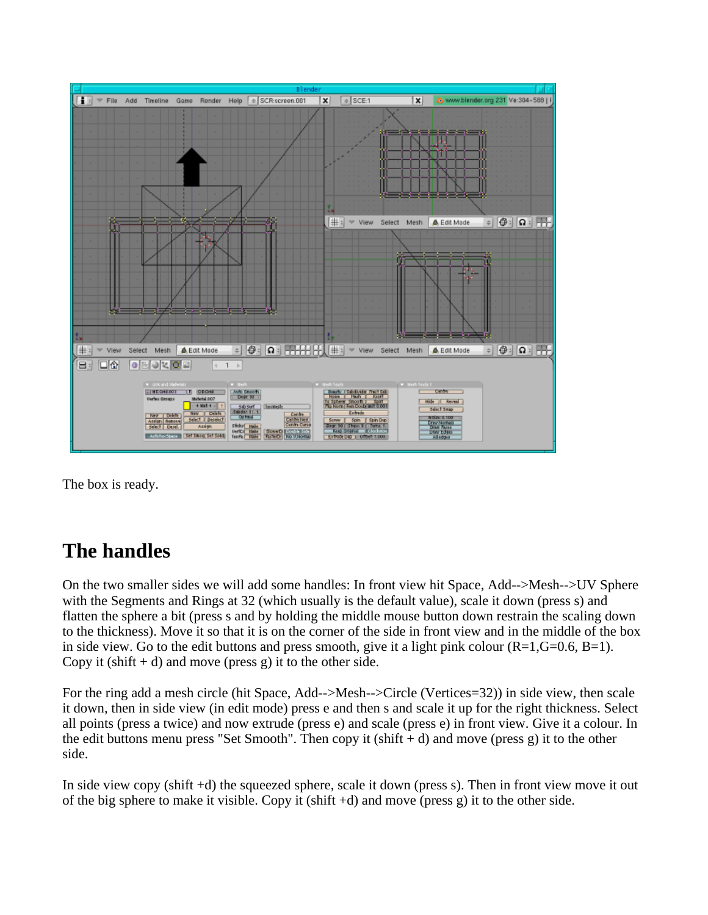The box is ready.

## The handles

On the two smaller sides we will add some handles: In front view hit Space, Add-->Mesh-->UV Sphere with the Segments and Rings at 32 (which usually is the default value), scale it down (press s) and flatten the sphere a bit (press s and by holding the middle mouse button down restrain the scaling down to the thickness). Move it so that it is on the corner of the side in front view and in the middle of the box in side view. Go to the edit buttons and press smooth, give it a light pink colour (R=1,G=0.6, B=1). Copy it (shift + d) and move (press g) it to the other side.

For the ring add a mesh circle (hit Space, Add-->Mesh-->Circle (Vertices=32)) in side view, then scale it down, then in side view (in edit mode) press e and then s and scale it up for the right thickness. Select all points (press a twice) and now extrude (press e) and scale (press e) in front view. Give it a colour. In the edit buttons menu press "Set Smooth". Then copy it (shift + d) and move (press g) it to the other side.

In side view copy (shift +d) the squeezed sphere, scale it down (press s). Then in front view move it out of the big sphere to make it visible. Copy it (shift +d) and move (press g) it to the other side.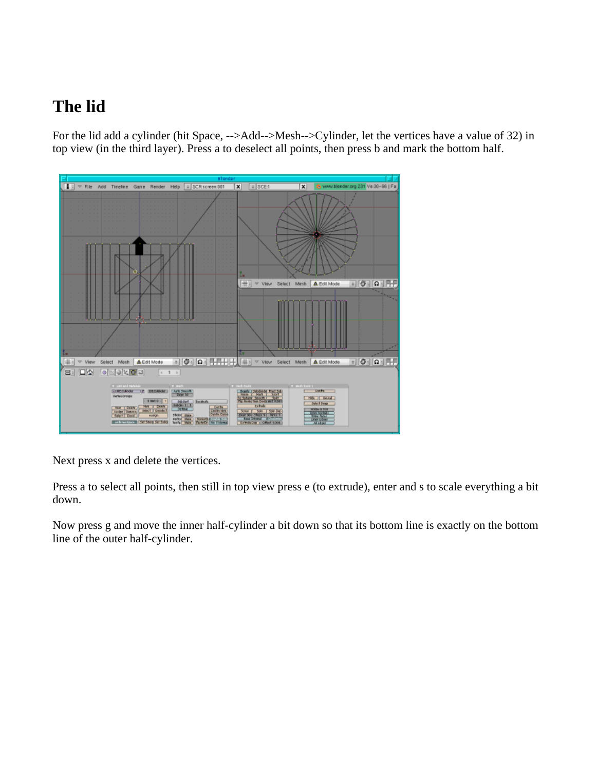# The lid

For the lid add a cylinder (hit Space, -->Add-->Mesh-->Cylinder, let the vertices have a value of 32) in top view (in the third layer). Press a to deselect all points, then press b and mark the bottom half.

Next press x and delete the vertices.

Press a to select all points, then still in top view press e (to extrude), enter and s to scale everything a bit down.

Now press g and move the inner half-cylinder a bit down so that its bottom line is exactly on the bottom line of the outer half-cylinder.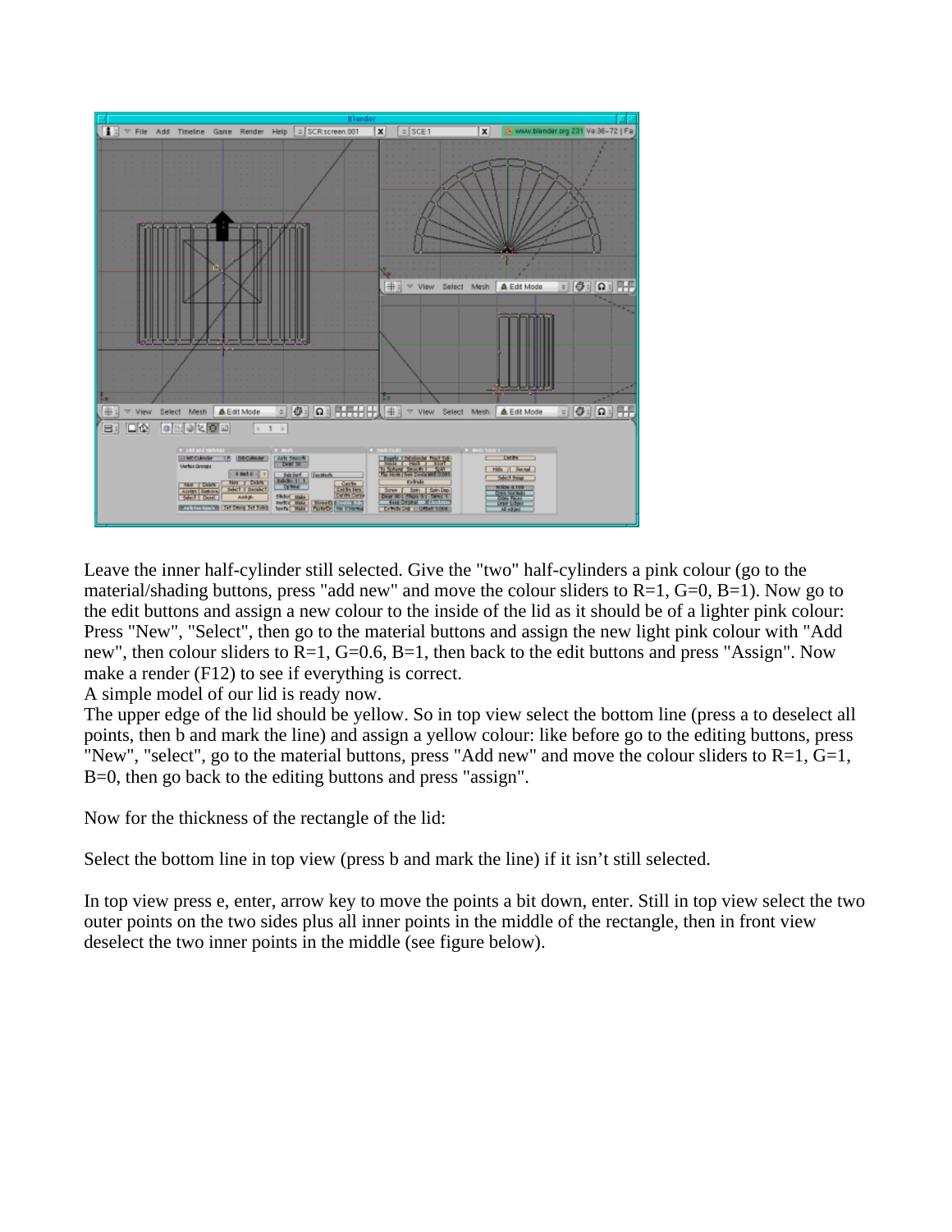Leave the inner half-cylinder still selected. Give the "two" half-cylinders a pink colour (go to the material/shading buttons, press "add new" and move the colour sliders to R=1, G=0, B=1). Now go to the edit buttons and assign a new colour to the inside of the lid as it should be of a lighter pink colour: Press "New", "Select", then go to the material buttons and assign the new light pink colour with "Add new", then colour sliders to R=1, G=0.6, B=1, then back to the edit buttons and press "Assign". Now make a render (F12) to see if everything is correct.
A simple model of our lid is ready now.
The upper edge of the lid should be yellow. So in top view select the bottom line (press a to deselect all points, then b and mark the line) and assign a yellow colour: like before go to the editing buttons, press "New", "select", go to the material buttons, press "Add new" and move the colour sliders to R=1, G=1, B=0, then go back to the editing buttons and press "assign".

Now for the thickness of the rectangle of the lid:

Select the bottom line in top view (press b and mark the line) if it isn't still selected.

In top view press e, enter, arrow key to move the points a bit down, enter. Still in top view select the two outer points on the two sides plus all inner points in the middle of the rectangle, then in front view deselect the two inner points in the middle (see figure below).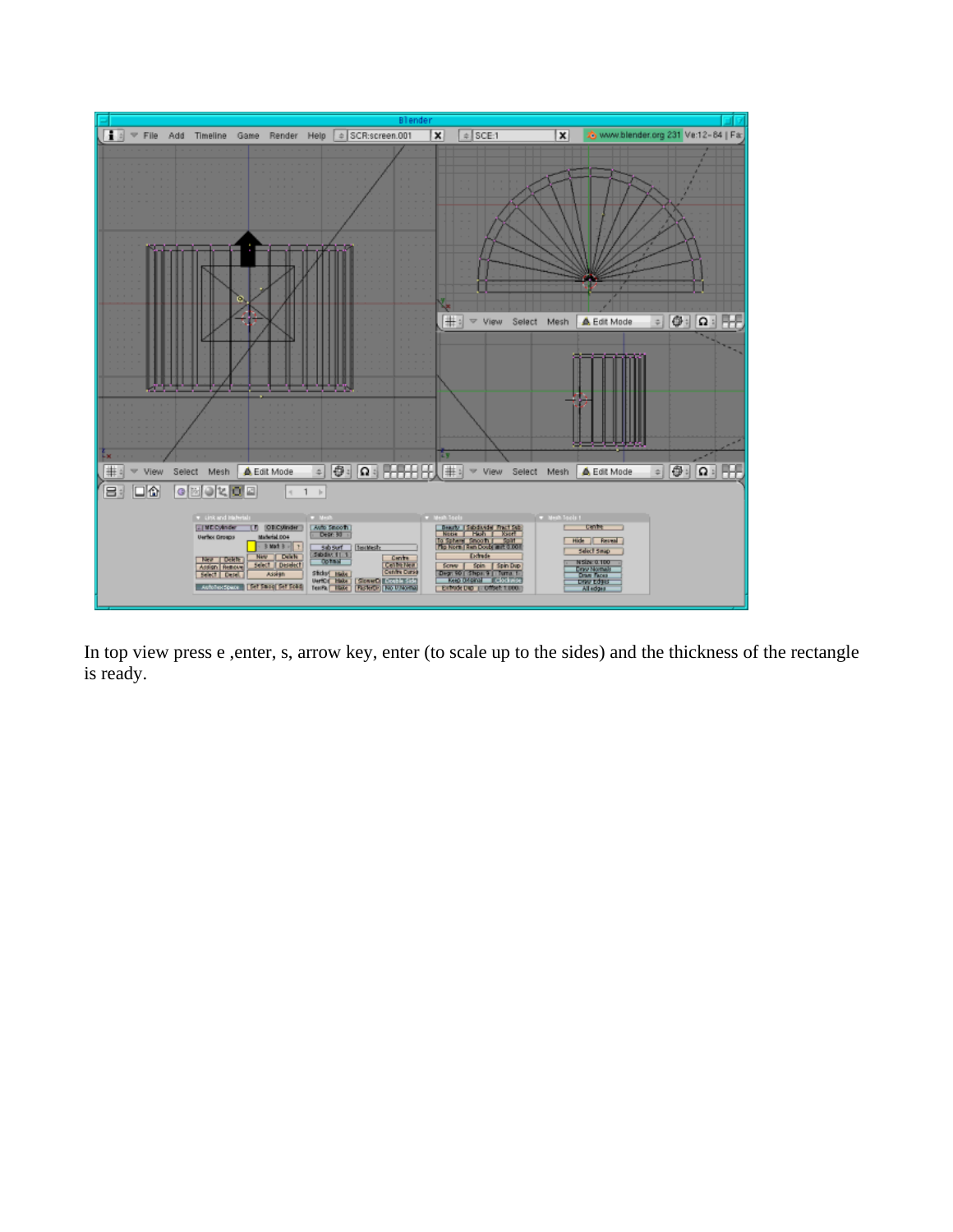In top view press e ,enter, s, arrow key, enter (to scale up to the sides) and the thickness of the rectangle is ready.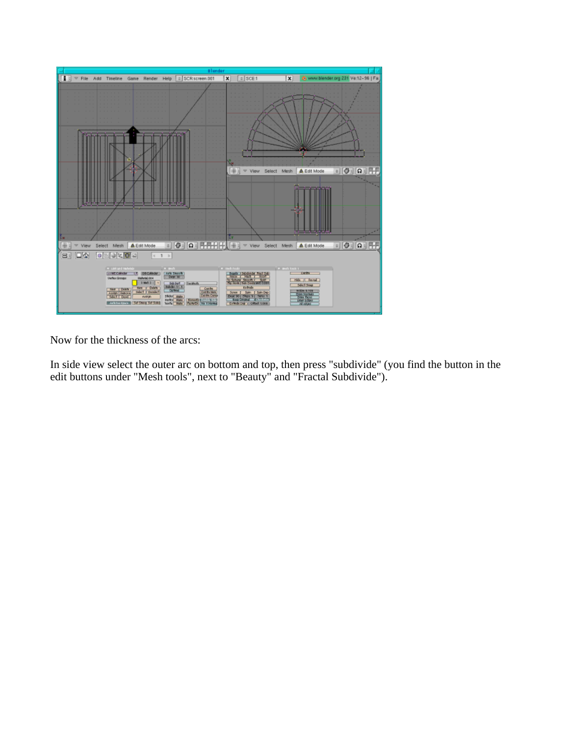Now for the thickness of the arcs:

In side view select the outer arc on bottom and top, then press "subdivide" (you find the button in the edit buttons under "Mesh tools", next to "Beauty" and "Fractal Subdivide").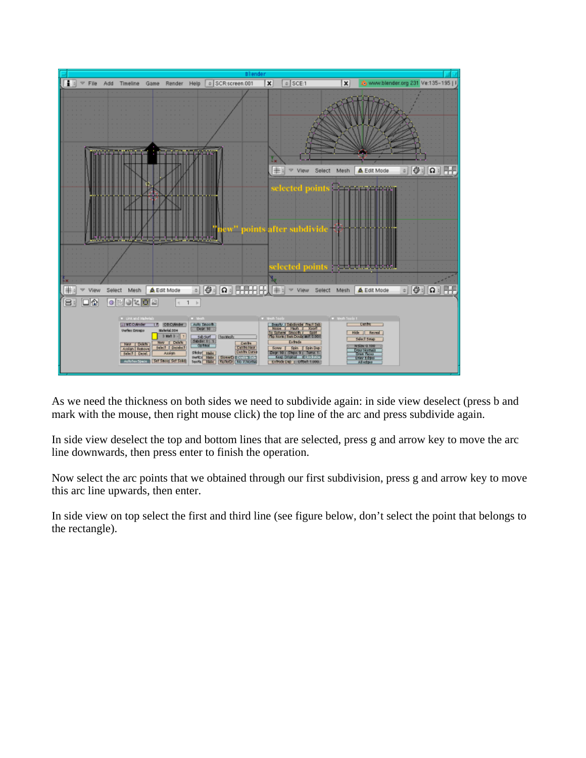As we need the thickness on both sides we need to subdivide again: in side view deselect (press b and mark with the mouse, then right mouse click) the top line of the arc and press subdivide again.

In side view deselect the top and bottom lines that are selected, press g and arrow key to move the arc line downwards, then press enter to finish the operation.

Now select the arc points that we obtained through our first subdivision, press g and arrow key to move this arc line upwards, then enter.

In side view on top select the first and third line (see figure below, don't select the point that belongs to the rectangle).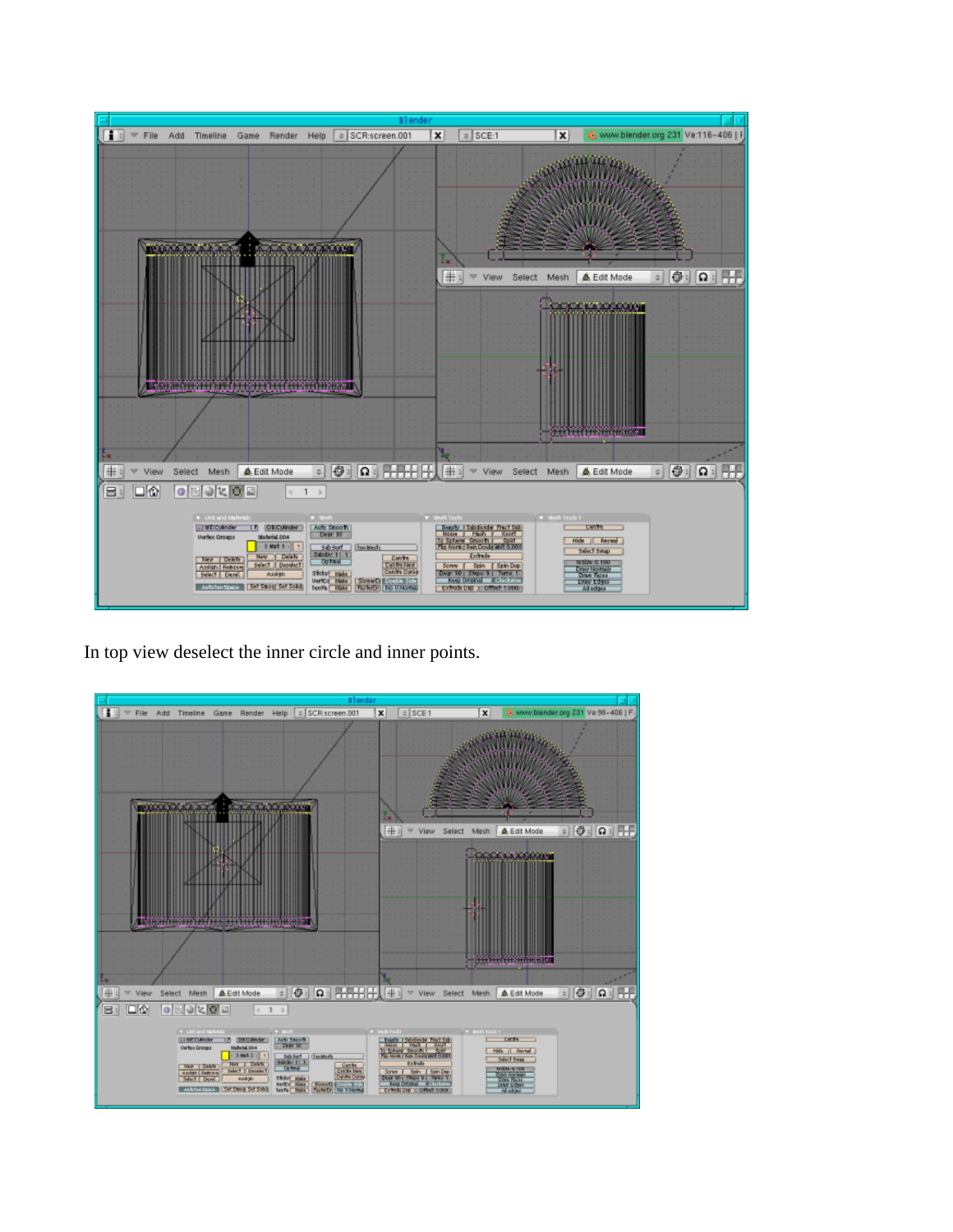In top view deselect the inner circle and inner points.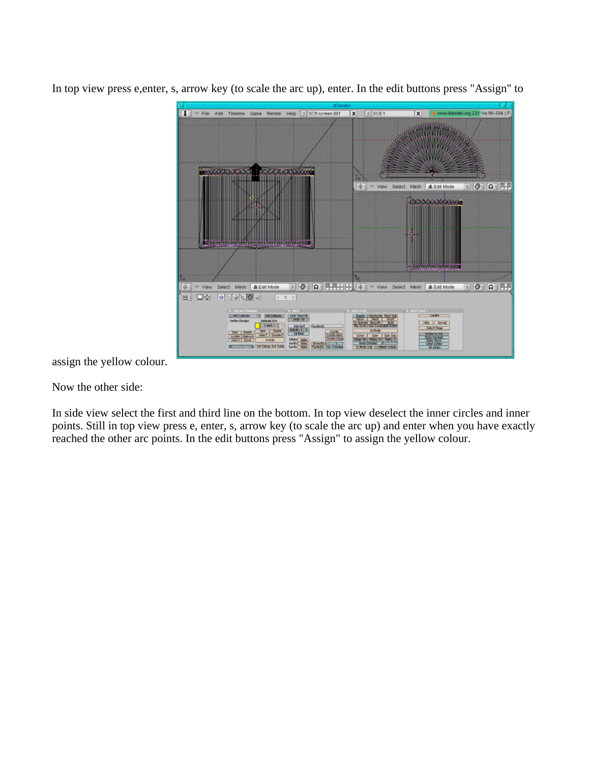In top view press e,enter, s, arrow key (to scale the arc up), enter. In the edit buttons press "Assign" to assign the yellow colour.

Now the other side:

In side view select the first and third line on the bottom. In top view deselect the inner circles and inner points. Still in top view press e, enter, s, arrow key (to scale the arc up) and enter when you have exactly reached the other arc points. In the edit buttons press "Assign" to assign the yellow colour.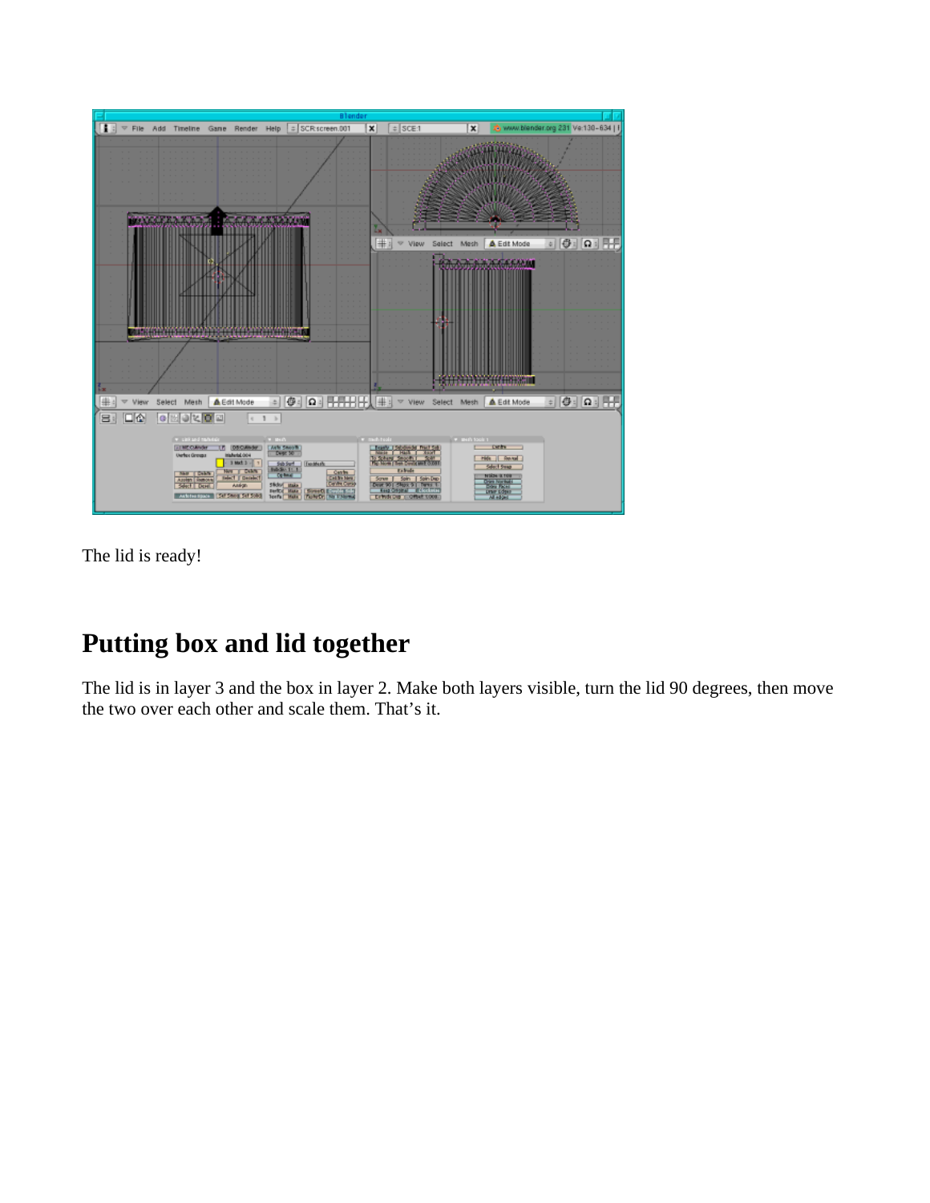The lid is ready!

## Putting box and lid together

The lid is in layer 3 and the box in layer 2. Make both layers visible, turn the lid 90 degrees, then move the two over each other and scale them. That’s it.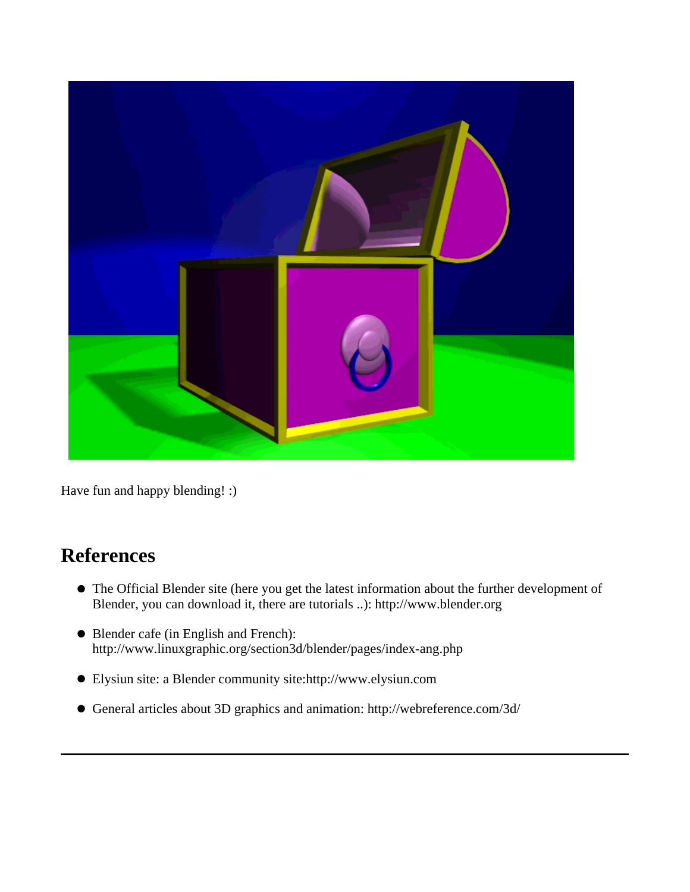Have fun and happy blending! :)

## References

- The Official Blender site (here you get the latest information about the further development of Blender, you can download it, there are tutorials ..): http://www.blender.org
- Blender cafe (in English and French): http://www.linuxgraphic.org/section3d/blender/pages/index-ang.php
- Elysiun site: a Blender community site:http://www.elysiun.com
- General articles about 3D graphics and animation: http://webreference.com/3d/

---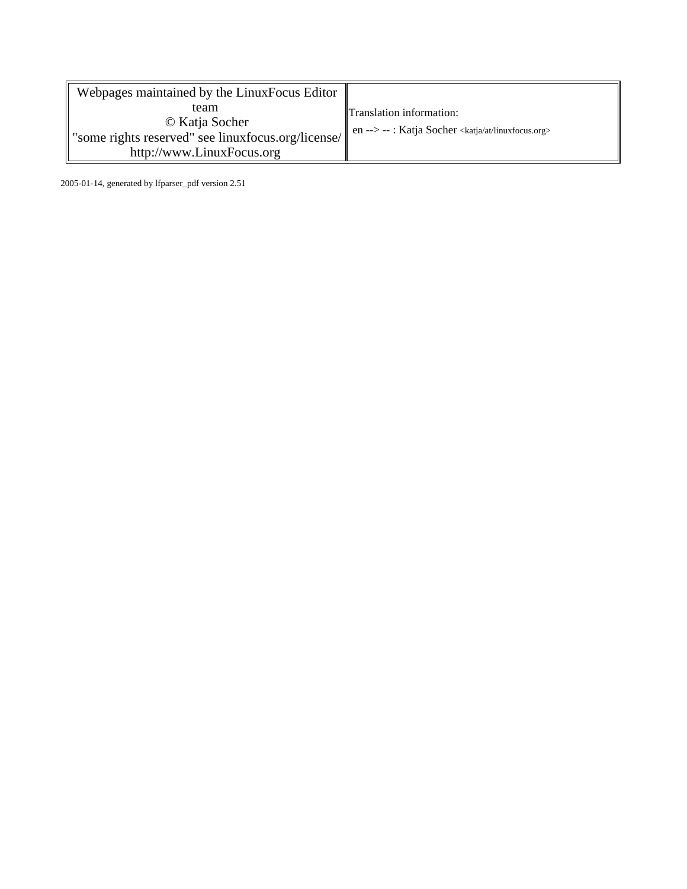| | |
|---|---|
| Webpages maintained by the LinuxFocus Editor team<br>© Katja Socher<br>"some rights reserved" see linuxfocus.org/license/<br>http://www.LinuxFocus.org | Translation information:<br>en --> -- : Katja Socher <katja/at/linuxfocus.org> |

2005-01-14, generated by lfparser_pdf version 2.51